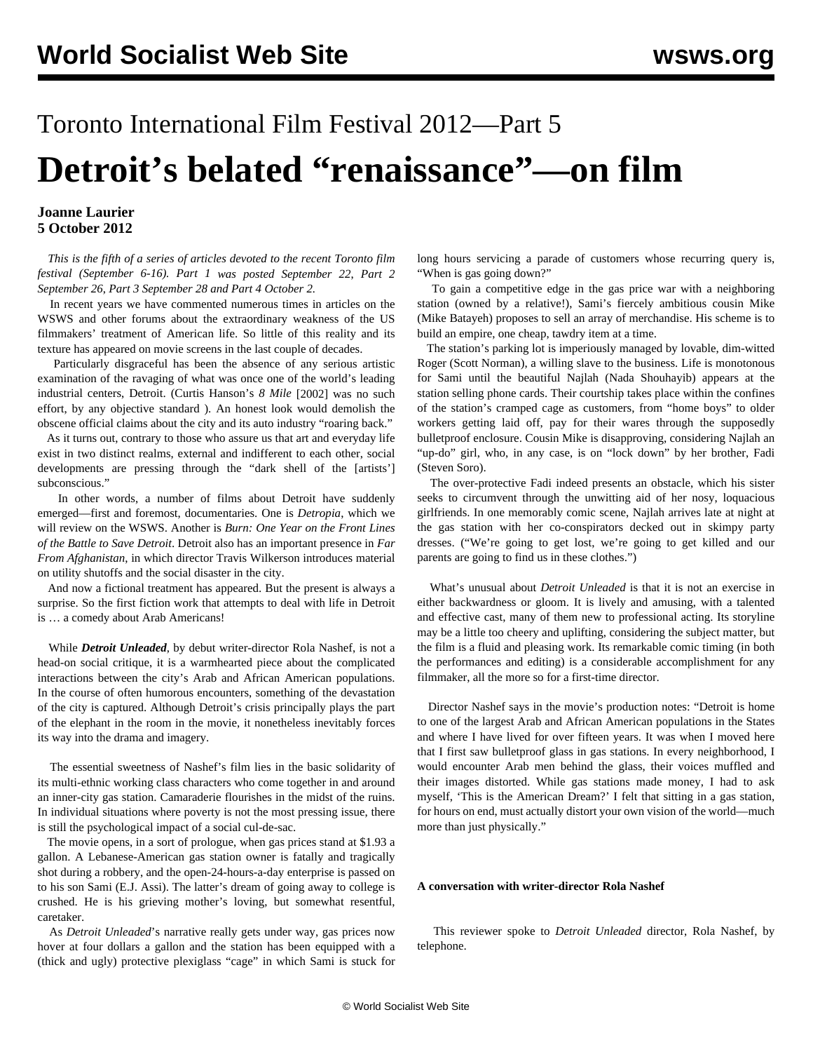# Toronto International Film Festival 2012—Part 5

# Detroit's belated "renaissance"—on film

**Joanne Laurier**
**5 October 2012**

*This is the fifth of a series of articles devoted to the recent Toronto film festival (September 6-16). Part 1 was posted September 22, Part 2 September 26, Part 3 September 28 and Part 4 October 2.*

In recent years we have commented numerous times in articles on the WSWS and other forums about the extraordinary weakness of the US filmmakers' treatment of American life. So little of this reality and its texture has appeared on movie screens in the last couple of decades.

Particularly disgraceful has been the absence of any serious artistic examination of the ravaging of what was once one of the world's leading industrial centers, Detroit. (Curtis Hanson's *8 Mile* [2002] was no such effort, by any objective standard ). An honest look would demolish the obscene official claims about the city and its auto industry "roaring back."

As it turns out, contrary to those who assure us that art and everyday life exist in two distinct realms, external and indifferent to each other, social developments are pressing through the "dark shell of the [artists'] subconscious."

In other words, a number of films about Detroit have suddenly emerged—first and foremost, documentaries. One is *Detropia*, which we will review on the WSWS. Another is *Burn: One Year on the Front Lines of the Battle to Save Detroit*. Detroit also has an important presence in *Far From Afghanistan*, in which director Travis Wilkerson introduces material on utility shutoffs and the social disaster in the city.

And now a fictional treatment has appeared. But the present is always a surprise. So the first fiction work that attempts to deal with life in Detroit is … a comedy about Arab Americans!

While ***Detroit Unleaded***, by debut writer-director Rola Nashef, is not a head-on social critique, it is a warmhearted piece about the complicated interactions between the city's Arab and African American populations. In the course of often humorous encounters, something of the devastation of the city is captured. Although Detroit's crisis principally plays the part of the elephant in the room in the movie, it nonetheless inevitably forces its way into the drama and imagery.

The essential sweetness of Nashef's film lies in the basic solidarity of its multi-ethnic working class characters who come together in and around an inner-city gas station. Camaraderie flourishes in the midst of the ruins. In individual situations where poverty is not the most pressing issue, there is still the psychological impact of a social cul-de-sac.

The movie opens, in a sort of prologue, when gas prices stand at $1.93 a gallon. A Lebanese-American gas station owner is fatally and tragically shot during a robbery, and the open-24-hours-a-day enterprise is passed on to his son Sami (E.J. Assi). The latter's dream of going away to college is crushed. He is his grieving mother's loving, but somewhat resentful, caretaker.

As *Detroit Unleaded*'s narrative really gets under way, gas prices now hover at four dollars a gallon and the station has been equipped with a (thick and ugly) protective plexiglass "cage" in which Sami is stuck for long hours servicing a parade of customers whose recurring query is, "When is gas going down?"

To gain a competitive edge in the gas price war with a neighboring station (owned by a relative!), Sami's fiercely ambitious cousin Mike (Mike Batayeh) proposes to sell an array of merchandise. His scheme is to build an empire, one cheap, tawdry item at a time.

The station's parking lot is imperiously managed by lovable, dim-witted Roger (Scott Norman), a willing slave to the business. Life is monotonous for Sami until the beautiful Najlah (Nada Shouhayib) appears at the station selling phone cards. Their courtship takes place within the confines of the station's cramped cage as customers, from "home boys" to older workers getting laid off, pay for their wares through the supposedly bulletproof enclosure. Cousin Mike is disapproving, considering Najlah an "up-do" girl, who, in any case, is on "lock down" by her brother, Fadi (Steven Soro).

The over-protective Fadi indeed presents an obstacle, which his sister seeks to circumvent through the unwitting aid of her nosy, loquacious girlfriends. In one memorably comic scene, Najlah arrives late at night at the gas station with her co-conspirators decked out in skimpy party dresses. ("We're going to get lost, we're going to get killed and our parents are going to find us in these clothes.")

What's unusual about *Detroit Unleaded* is that it is not an exercise in either backwardness or gloom. It is lively and amusing, with a talented and effective cast, many of them new to professional acting. Its storyline may be a little too cheery and uplifting, considering the subject matter, but the film is a fluid and pleasing work. Its remarkable comic timing (in both the performances and editing) is a considerable accomplishment for any filmmaker, all the more so for a first-time director.

Director Nashef says in the movie's production notes: "Detroit is home to one of the largest Arab and African American populations in the States and where I have lived for over fifteen years. It was when I moved here that I first saw bulletproof glass in gas stations. In every neighborhood, I would encounter Arab men behind the glass, their voices muffled and their images distorted. While gas stations made money, I had to ask myself, 'This is the American Dream?' I felt that sitting in a gas station, for hours on end, must actually distort your own vision of the world—much more than just physically."

**A conversation with writer-director Rola Nashef**

This reviewer spoke to *Detroit Unleaded* director, Rola Nashef, by telephone.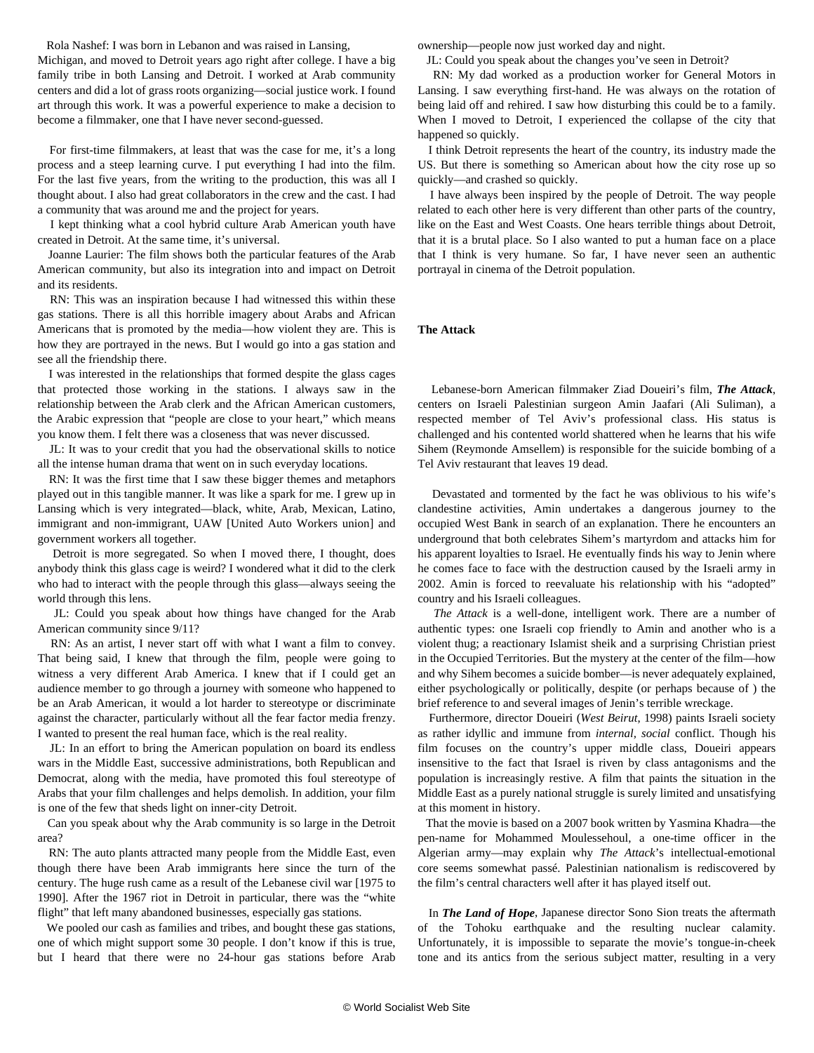Rola Nashef: I was born in Lebanon and was raised in Lansing, Michigan, and moved to Detroit years ago right after college. I have a big family tribe in both Lansing and Detroit. I worked at Arab community centers and did a lot of grass roots organizing—social justice work. I found art through this work. It was a powerful experience to make a decision to become a filmmaker, one that I have never second-guessed.

For first-time filmmakers, at least that was the case for me, it's a long process and a steep learning curve. I put everything I had into the film. For the last five years, from the writing to the production, this was all I thought about. I also had great collaborators in the crew and the cast. I had a community that was around me and the project for years.

I kept thinking what a cool hybrid culture Arab American youth have created in Detroit. At the same time, it's universal.

Joanne Laurier: The film shows both the particular features of the Arab American community, but also its integration into and impact on Detroit and its residents.

RN: This was an inspiration because I had witnessed this within these gas stations. There is all this horrible imagery about Arabs and African Americans that is promoted by the media—how violent they are. This is how they are portrayed in the news. But I would go into a gas station and see all the friendship there.

I was interested in the relationships that formed despite the glass cages that protected those working in the stations. I always saw in the relationship between the Arab clerk and the African American customers, the Arabic expression that "people are close to your heart," which means you know them. I felt there was a closeness that was never discussed.

JL: It was to your credit that you had the observational skills to notice all the intense human drama that went on in such everyday locations.

RN: It was the first time that I saw these bigger themes and metaphors played out in this tangible manner. It was like a spark for me. I grew up in Lansing which is very integrated—black, white, Arab, Mexican, Latino, immigrant and non-immigrant, UAW [United Auto Workers union] and government workers all together.

Detroit is more segregated. So when I moved there, I thought, does anybody think this glass cage is weird? I wondered what it did to the clerk who had to interact with the people through this glass—always seeing the world through this lens.

JL: Could you speak about how things have changed for the Arab American community since 9/11?

RN: As an artist, I never start off with what I want a film to convey. That being said, I knew that through the film, people were going to witness a very different Arab America. I knew that if I could get an audience member to go through a journey with someone who happened to be an Arab American, it would a lot harder to stereotype or discriminate against the character, particularly without all the fear factor media frenzy. I wanted to present the real human face, which is the real reality.

JL: In an effort to bring the American population on board its endless wars in the Middle East, successive administrations, both Republican and Democrat, along with the media, have promoted this foul stereotype of Arabs that your film challenges and helps demolish. In addition, your film is one of the few that sheds light on inner-city Detroit.

Can you speak about why the Arab community is so large in the Detroit area?

RN: The auto plants attracted many people from the Middle East, even though there have been Arab immigrants here since the turn of the century. The huge rush came as a result of the Lebanese civil war [1975 to 1990]. After the 1967 riot in Detroit in particular, there was the "white flight" that left many abandoned businesses, especially gas stations.

We pooled our cash as families and tribes, and bought these gas stations, one of which might support some 30 people. I don't know if this is true, but I heard that there were no 24-hour gas stations before Arab ownership—people now just worked day and night.

JL: Could you speak about the changes you've seen in Detroit?

RN: My dad worked as a production worker for General Motors in Lansing. I saw everything first-hand. He was always on the rotation of being laid off and rehired. I saw how disturbing this could be to a family. When I moved to Detroit, I experienced the collapse of the city that happened so quickly.

I think Detroit represents the heart of the country, its industry made the US. But there is something so American about how the city rose up so quickly—and crashed so quickly.

I have always been inspired by the people of Detroit. The way people related to each other here is very different than other parts of the country, like on the East and West Coasts. One hears terrible things about Detroit, that it is a brutal place. So I also wanted to put a human face on a place that I think is very humane. So far, I have never seen an authentic portrayal in cinema of the Detroit population.

**The Attack**

Lebanese-born American filmmaker Ziad Doueiri's film, ***The Attack***, centers on Israeli Palestinian surgeon Amin Jaafari (Ali Suliman), a respected member of Tel Aviv's professional class. His status is challenged and his contented world shattered when he learns that his wife Sihem (Reymonde Amsellem) is responsible for the suicide bombing of a Tel Aviv restaurant that leaves 19 dead.

Devastated and tormented by the fact he was oblivious to his wife's clandestine activities, Amin undertakes a dangerous journey to the occupied West Bank in search of an explanation. There he encounters an underground that both celebrates Sihem's martyrdom and attacks him for his apparent loyalties to Israel. He eventually finds his way to Jenin where he comes face to face with the destruction caused by the Israeli army in 2002. Amin is forced to reevaluate his relationship with his "adopted" country and his Israeli colleagues.

*The Attack* is a well-done, intelligent work. There are a number of authentic types: one Israeli cop friendly to Amin and another who is a violent thug; a reactionary Islamist sheik and a surprising Christian priest in the Occupied Territories. But the mystery at the center of the film—how and why Sihem becomes a suicide bomber—is never adequately explained, either psychologically or politically, despite (or perhaps because of ) the brief reference to and several images of Jenin's terrible wreckage.

Furthermore, director Doueiri (*West Beirut*, 1998) paints Israeli society as rather idyllic and immune from *internal, social* conflict. Though his film focuses on the country's upper middle class, Doueiri appears insensitive to the fact that Israel is riven by class antagonisms and the population is increasingly restive. A film that paints the situation in the Middle East as a purely national struggle is surely limited and unsatisfying at this moment in history.

That the movie is based on a 2007 book written by Yasmina Khadra—the pen-name for Mohammed Moulessehoul, a one-time officer in the Algerian army—may explain why *The Attack*'s intellectual-emotional core seems somewhat passé. Palestinian nationalism is rediscovered by the film's central characters well after it has played itself out.

In ***The Land of Hope***, Japanese director Sono Sion treats the aftermath of the Tohoku earthquake and the resulting nuclear calamity. Unfortunately, it is impossible to separate the movie's tongue-in-cheek tone and its antics from the serious subject matter, resulting in a very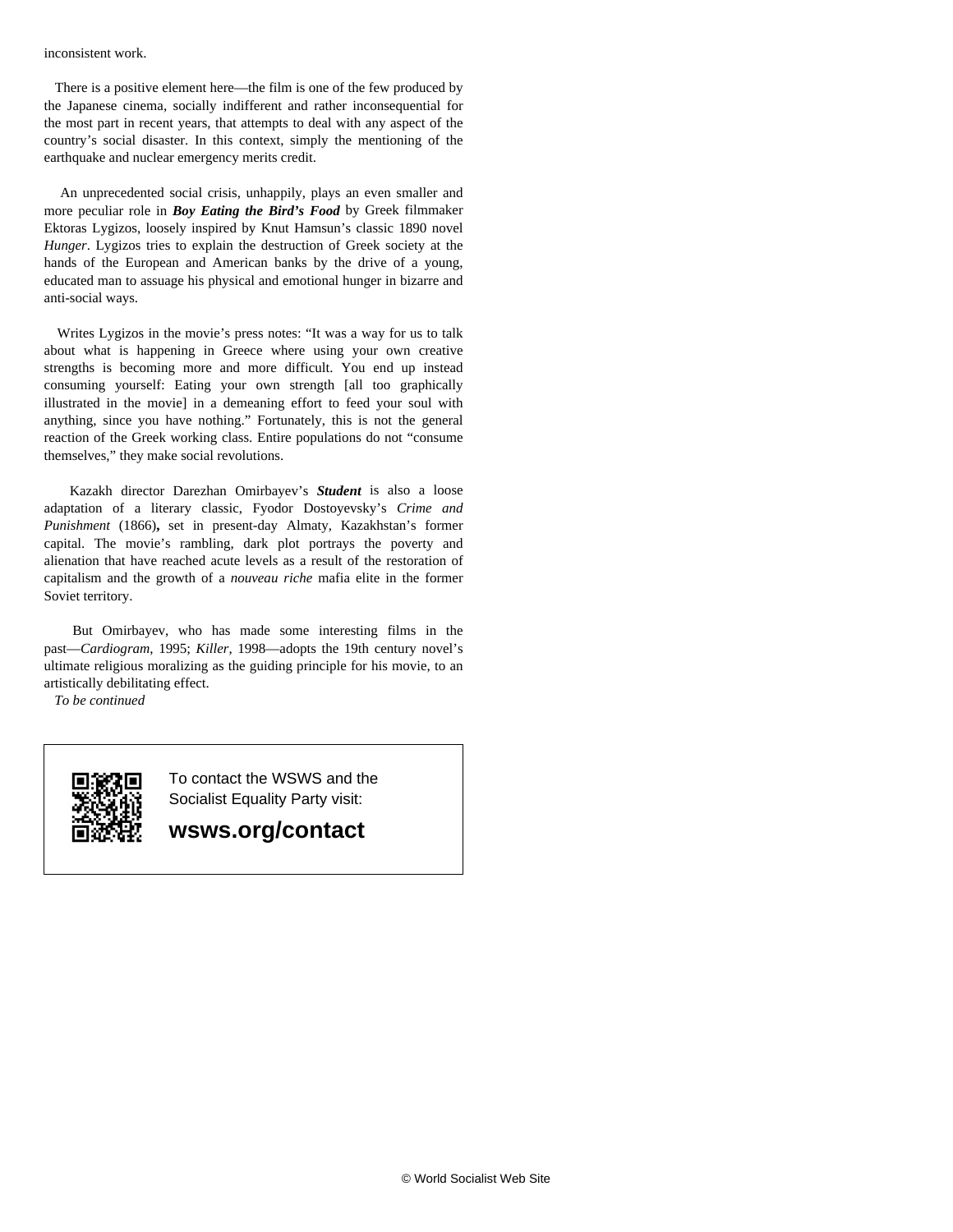inconsistent work.

There is a positive element here—the film is one of the few produced by the Japanese cinema, socially indifferent and rather inconsequential for the most part in recent years, that attempts to deal with any aspect of the country's social disaster. In this context, simply the mentioning of the earthquake and nuclear emergency merits credit.

An unprecedented social crisis, unhappily, plays an even smaller and more peculiar role in ***Boy Eating the Bird's Food*** by Greek filmmaker Ektoras Lygizos, loosely inspired by Knut Hamsun's classic 1890 novel *Hunger*. Lygizos tries to explain the destruction of Greek society at the hands of the European and American banks by the drive of a young, educated man to assuage his physical and emotional hunger in bizarre and anti-social ways.

Writes Lygizos in the movie's press notes: "It was a way for us to talk about what is happening in Greece where using your own creative strengths is becoming more and more difficult. You end up instead consuming yourself: Eating your own strength [all too graphically illustrated in the movie] in a demeaning effort to feed your soul with anything, since you have nothing." Fortunately, this is not the general reaction of the Greek working class. Entire populations do not "consume themselves," they make social revolutions.

Kazakh director Darezhan Omirbayev's ***Student*** is also a loose adaptation of a literary classic, Fyodor Dostoyevsky's *Crime and Punishment* (1866)**,** set in present-day Almaty, Kazakhstan's former capital. The movie's rambling, dark plot portrays the poverty and alienation that have reached acute levels as a result of the restoration of capitalism and the growth of a *nouveau riche* mafia elite in the former Soviet territory.

But Omirbayev, who has made some interesting films in the past—*Cardiogram*, 1995; *Killer*, 1998—adopts the 19th century novel's ultimate religious moralizing as the guiding principle for his movie, to an artistically debilitating effect.

*To be continued*

To contact the WSWS and the Socialist Equality Party visit:

**wsws.org/contact**